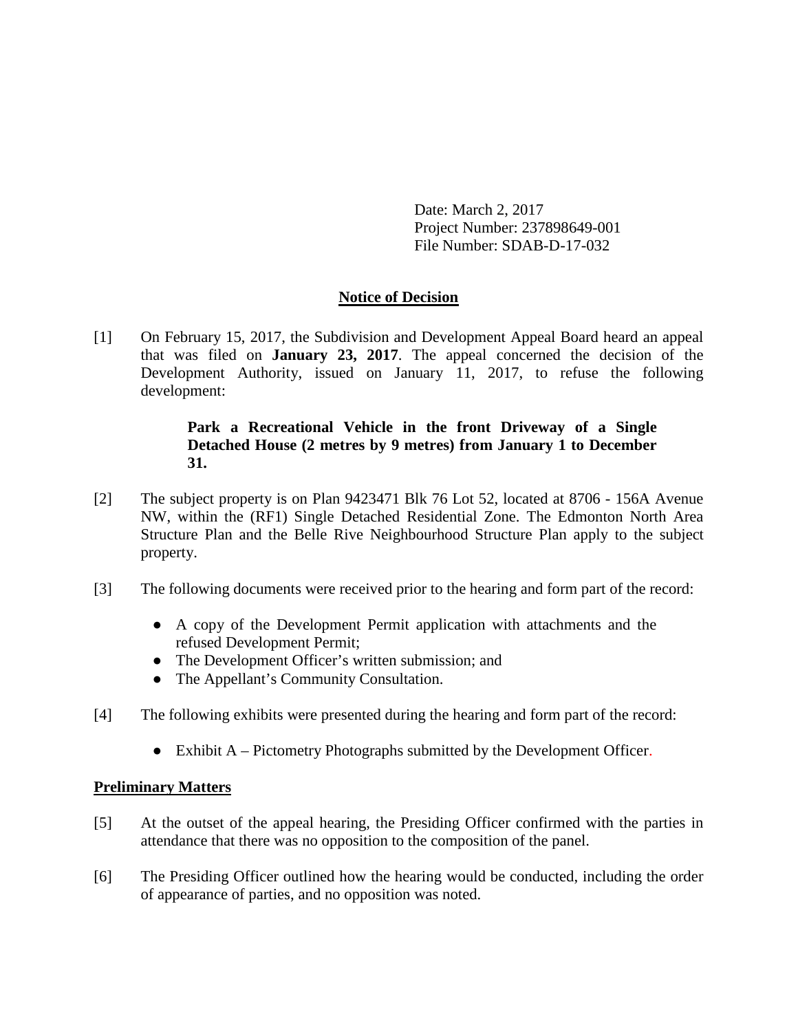Date: March 2, 2017
Project Number: 237898649-001
File Number: SDAB-D-17-032

## Notice of Decision

[1] On February 15, 2017, the Subdivision and Development Appeal Board heard an appeal that was filed on **January 23, 2017**. The appeal concerned the decision of the Development Authority, issued on January 11, 2017, to refuse the following development:

> **Park a Recreational Vehicle in the front Driveway of a Single Detached House (2 metres by 9 metres) from January 1 to December 31.**

[2] The subject property is on Plan 9423471 Blk 76 Lot 52, located at 8706 - 156A Avenue NW, within the (RF1) Single Detached Residential Zone. The Edmonton North Area Structure Plan and the Belle Rive Neighbourhood Structure Plan apply to the subject property.

[3] The following documents were received prior to the hearing and form part of the record:

- A copy of the Development Permit application with attachments and the refused Development Permit;
- The Development Officer's written submission; and
- The Appellant's Community Consultation.

[4] The following exhibits were presented during the hearing and form part of the record:

- Exhibit A – Pictometry Photographs submitted by the Development Officer.

### Preliminary Matters

[5] At the outset of the appeal hearing, the Presiding Officer confirmed with the parties in attendance that there was no opposition to the composition of the panel.

[6] The Presiding Officer outlined how the hearing would be conducted, including the order of appearance of parties, and no opposition was noted.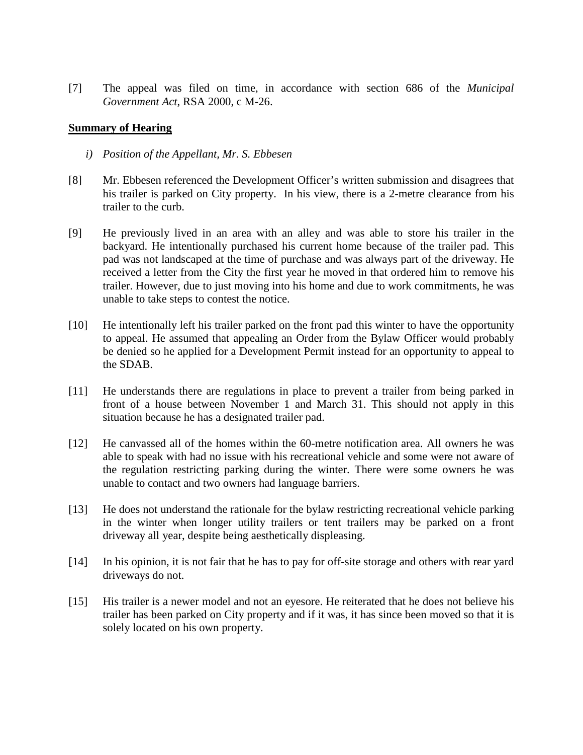[7] The appeal was filed on time, in accordance with section 686 of the *Municipal Government Act*, RSA 2000, c M-26.

**Summary of Hearing**

*i) Position of the Appellant, Mr. S. Ebbesen*

[8] Mr. Ebbesen referenced the Development Officer's written submission and disagrees that his trailer is parked on City property. In his view, there is a 2-metre clearance from his trailer to the curb.

[9] He previously lived in an area with an alley and was able to store his trailer in the backyard. He intentionally purchased his current home because of the trailer pad. This pad was not landscaped at the time of purchase and was always part of the driveway. He received a letter from the City the first year he moved in that ordered him to remove his trailer. However, due to just moving into his home and due to work commitments, he was unable to take steps to contest the notice.

[10] He intentionally left his trailer parked on the front pad this winter to have the opportunity to appeal. He assumed that appealing an Order from the Bylaw Officer would probably be denied so he applied for a Development Permit instead for an opportunity to appeal to the SDAB.

[11] He understands there are regulations in place to prevent a trailer from being parked in front of a house between November 1 and March 31. This should not apply in this situation because he has a designated trailer pad.

[12] He canvassed all of the homes within the 60-metre notification area. All owners he was able to speak with had no issue with his recreational vehicle and some were not aware of the regulation restricting parking during the winter. There were some owners he was unable to contact and two owners had language barriers.

[13] He does not understand the rationale for the bylaw restricting recreational vehicle parking in the winter when longer utility trailers or tent trailers may be parked on a front driveway all year, despite being aesthetically displeasing.

[14] In his opinion, it is not fair that he has to pay for off-site storage and others with rear yard driveways do not.

[15] His trailer is a newer model and not an eyesore. He reiterated that he does not believe his trailer has been parked on City property and if it was, it has since been moved so that it is solely located on his own property.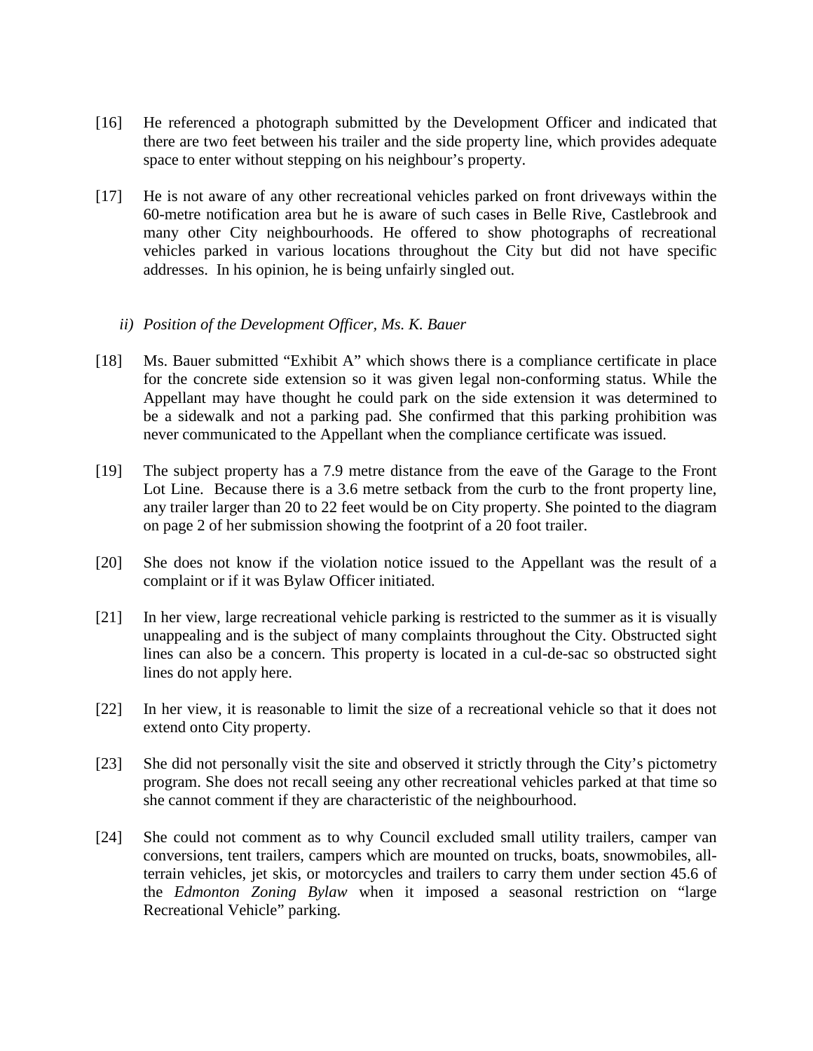[16] He referenced a photograph submitted by the Development Officer and indicated that there are two feet between his trailer and the side property line, which provides adequate space to enter without stepping on his neighbour's property.

[17] He is not aware of any other recreational vehicles parked on front driveways within the 60-metre notification area but he is aware of such cases in Belle Rive, Castlebrook and many other City neighbourhoods. He offered to show photographs of recreational vehicles parked in various locations throughout the City but did not have specific addresses. In his opinion, he is being unfairly singled out.

*ii) Position of the Development Officer, Ms. K. Bauer*

[18] Ms. Bauer submitted "Exhibit A" which shows there is a compliance certificate in place for the concrete side extension so it was given legal non-conforming status. While the Appellant may have thought he could park on the side extension it was determined to be a sidewalk and not a parking pad. She confirmed that this parking prohibition was never communicated to the Appellant when the compliance certificate was issued.

[19] The subject property has a 7.9 metre distance from the eave of the Garage to the Front Lot Line. Because there is a 3.6 metre setback from the curb to the front property line, any trailer larger than 20 to 22 feet would be on City property. She pointed to the diagram on page 2 of her submission showing the footprint of a 20 foot trailer.

[20] She does not know if the violation notice issued to the Appellant was the result of a complaint or if it was Bylaw Officer initiated.

[21] In her view, large recreational vehicle parking is restricted to the summer as it is visually unappealing and is the subject of many complaints throughout the City. Obstructed sight lines can also be a concern. This property is located in a cul-de-sac so obstructed sight lines do not apply here.

[22] In her view, it is reasonable to limit the size of a recreational vehicle so that it does not extend onto City property.

[23] She did not personally visit the site and observed it strictly through the City's pictometry program. She does not recall seeing any other recreational vehicles parked at that time so she cannot comment if they are characteristic of the neighbourhood.

[24] She could not comment as to why Council excluded small utility trailers, camper van conversions, tent trailers, campers which are mounted on trucks, boats, snowmobiles, all-terrain vehicles, jet skis, or motorcycles and trailers to carry them under section 45.6 of the *Edmonton Zoning Bylaw* when it imposed a seasonal restriction on "large Recreational Vehicle" parking.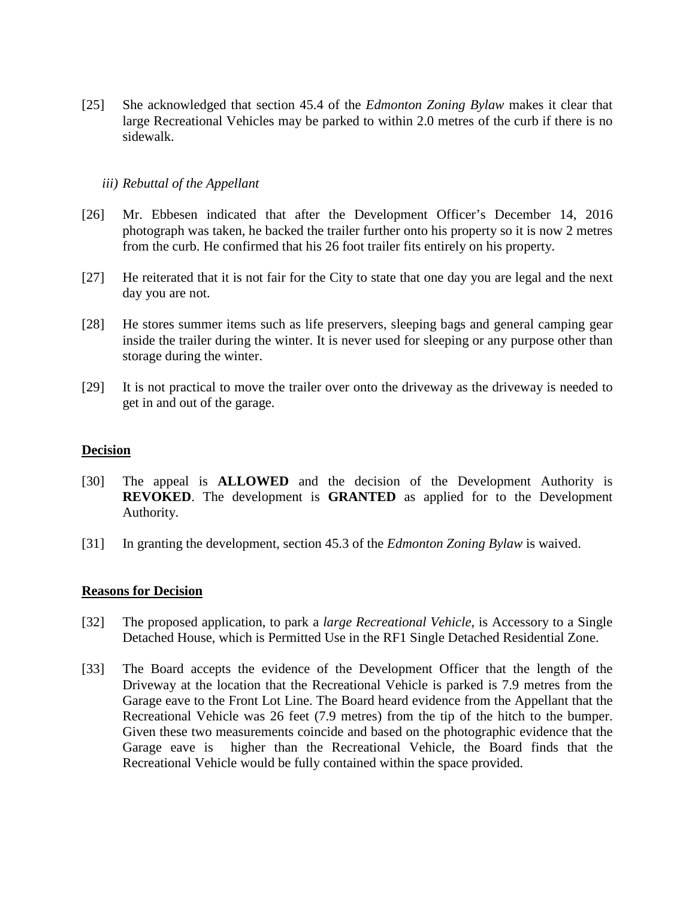[25] She acknowledged that section 45.4 of the *Edmonton Zoning Bylaw* makes it clear that large Recreational Vehicles may be parked to within 2.0 metres of the curb if there is no sidewalk.

*iii) Rebuttal of the Appellant*

[26] Mr. Ebbesen indicated that after the Development Officer's December 14, 2016 photograph was taken, he backed the trailer further onto his property so it is now 2 metres from the curb. He confirmed that his 26 foot trailer fits entirely on his property.

[27] He reiterated that it is not fair for the City to state that one day you are legal and the next day you are not.

[28] He stores summer items such as life preservers, sleeping bags and general camping gear inside the trailer during the winter. It is never used for sleeping or any purpose other than storage during the winter.

[29] It is not practical to move the trailer over onto the driveway as the driveway is needed to get in and out of the garage.

## Decision

[30] The appeal is **ALLOWED** and the decision of the Development Authority is **REVOKED**. The development is **GRANTED** as applied for to the Development Authority.

[31] In granting the development, section 45.3 of the *Edmonton Zoning Bylaw* is waived.

## Reasons for Decision

[32] The proposed application, to park a *large Recreational Vehicle*, is Accessory to a Single Detached House, which is Permitted Use in the RF1 Single Detached Residential Zone.

[33] The Board accepts the evidence of the Development Officer that the length of the Driveway at the location that the Recreational Vehicle is parked is 7.9 metres from the Garage eave to the Front Lot Line. The Board heard evidence from the Appellant that the Recreational Vehicle was 26 feet (7.9 metres) from the tip of the hitch to the bumper. Given these two measurements coincide and based on the photographic evidence that the Garage eave is higher than the Recreational Vehicle, the Board finds that the Recreational Vehicle would be fully contained within the space provided.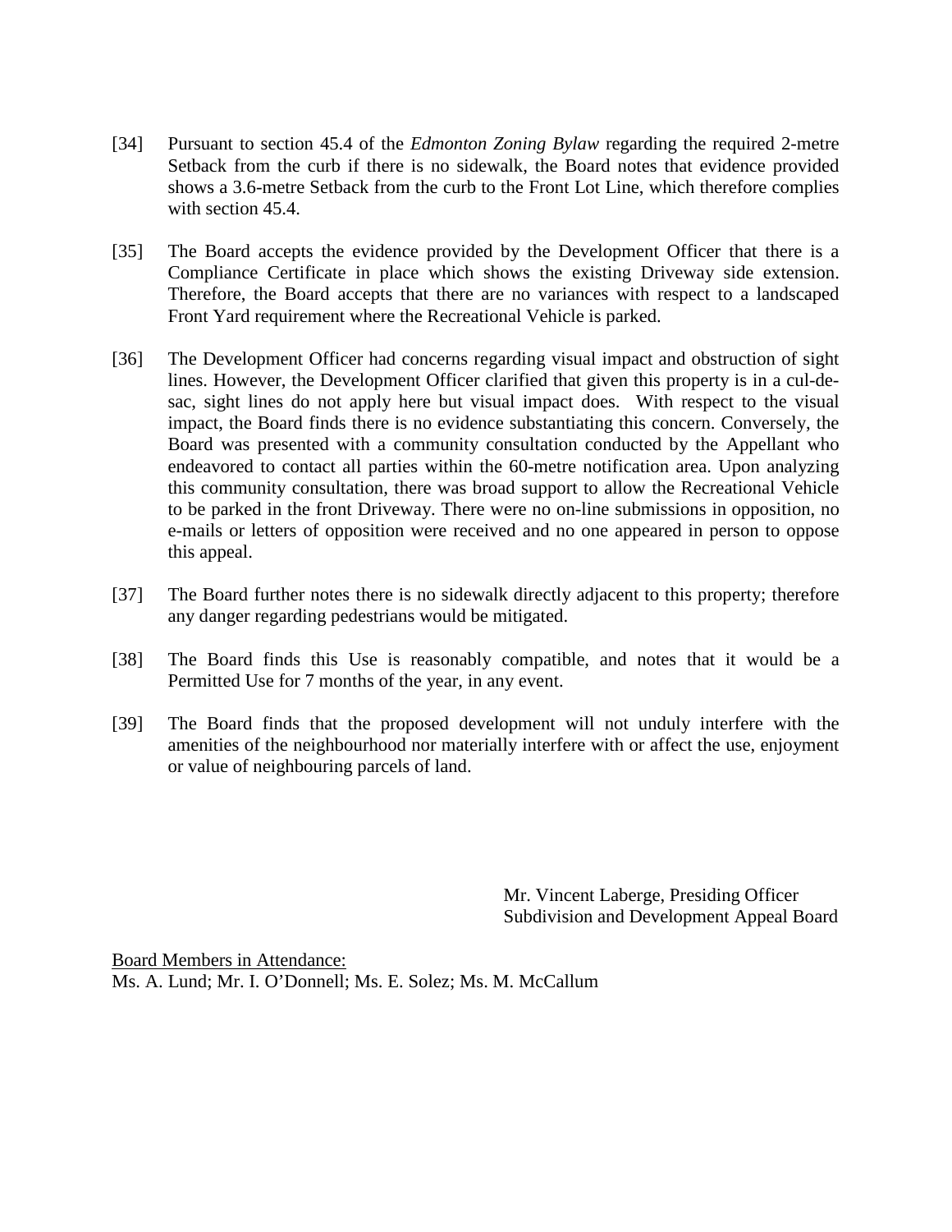[34] Pursuant to section 45.4 of the *Edmonton Zoning Bylaw* regarding the required 2-metre Setback from the curb if there is no sidewalk, the Board notes that evidence provided shows a 3.6-metre Setback from the curb to the Front Lot Line, which therefore complies with section 45.4.

[35] The Board accepts the evidence provided by the Development Officer that there is a Compliance Certificate in place which shows the existing Driveway side extension. Therefore, the Board accepts that there are no variances with respect to a landscaped Front Yard requirement where the Recreational Vehicle is parked.

[36] The Development Officer had concerns regarding visual impact and obstruction of sight lines. However, the Development Officer clarified that given this property is in a cul-de-sac, sight lines do not apply here but visual impact does. With respect to the visual impact, the Board finds there is no evidence substantiating this concern. Conversely, the Board was presented with a community consultation conducted by the Appellant who endeavored to contact all parties within the 60-metre notification area. Upon analyzing this community consultation, there was broad support to allow the Recreational Vehicle to be parked in the front Driveway. There were no on-line submissions in opposition, no e-mails or letters of opposition were received and no one appeared in person to oppose this appeal.

[37] The Board further notes there is no sidewalk directly adjacent to this property; therefore any danger regarding pedestrians would be mitigated.

[38] The Board finds this Use is reasonably compatible, and notes that it would be a Permitted Use for 7 months of the year, in any event.

[39] The Board finds that the proposed development will not unduly interfere with the amenities of the neighbourhood nor materially interfere with or affect the use, enjoyment or value of neighbouring parcels of land.

Mr. Vincent Laberge, Presiding Officer
Subdivision and Development Appeal Board

<u>Board Members in Attendance:</u>
Ms. A. Lund; Mr. I. O'Donnell; Ms. E. Solez; Ms. M. McCallum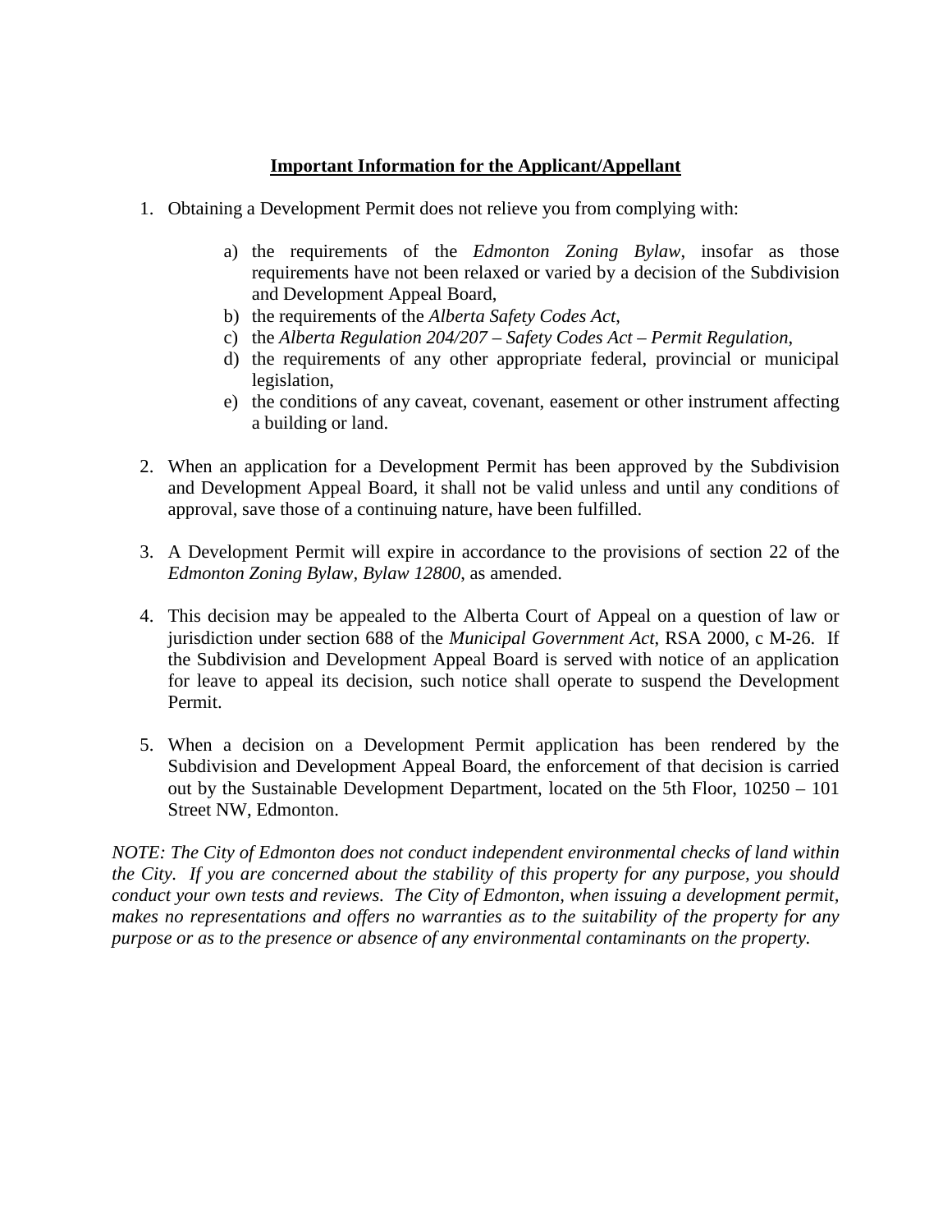**<u>Important Information for the Applicant/Appellant</u>**

1. Obtaining a Development Permit does not relieve you from complying with:

    a) the requirements of the *Edmonton Zoning Bylaw*, insofar as those requirements have not been relaxed or varied by a decision of the Subdivision and Development Appeal Board,
    b) the requirements of the *Alberta Safety Codes Act*,
    c) the *Alberta Regulation 204/207 – Safety Codes Act – Permit Regulation*,
    d) the requirements of any other appropriate federal, provincial or municipal legislation,
    e) the conditions of any caveat, covenant, easement or other instrument affecting a building or land.

2. When an application for a Development Permit has been approved by the Subdivision and Development Appeal Board, it shall not be valid unless and until any conditions of approval, save those of a continuing nature, have been fulfilled.

3. A Development Permit will expire in accordance to the provisions of section 22 of the *Edmonton Zoning Bylaw, Bylaw 12800*, as amended.

4. This decision may be appealed to the Alberta Court of Appeal on a question of law or jurisdiction under section 688 of the *Municipal Government Act*, RSA 2000, c M-26. If the Subdivision and Development Appeal Board is served with notice of an application for leave to appeal its decision, such notice shall operate to suspend the Development Permit.

5. When a decision on a Development Permit application has been rendered by the Subdivision and Development Appeal Board, the enforcement of that decision is carried out by the Sustainable Development Department, located on the 5th Floor, 10250 – 101 Street NW, Edmonton.

*NOTE: The City of Edmonton does not conduct independent environmental checks of land within the City. If you are concerned about the stability of this property for any purpose, you should conduct your own tests and reviews. The City of Edmonton, when issuing a development permit, makes no representations and offers no warranties as to the suitability of the property for any purpose or as to the presence or absence of any environmental contaminants on the property.*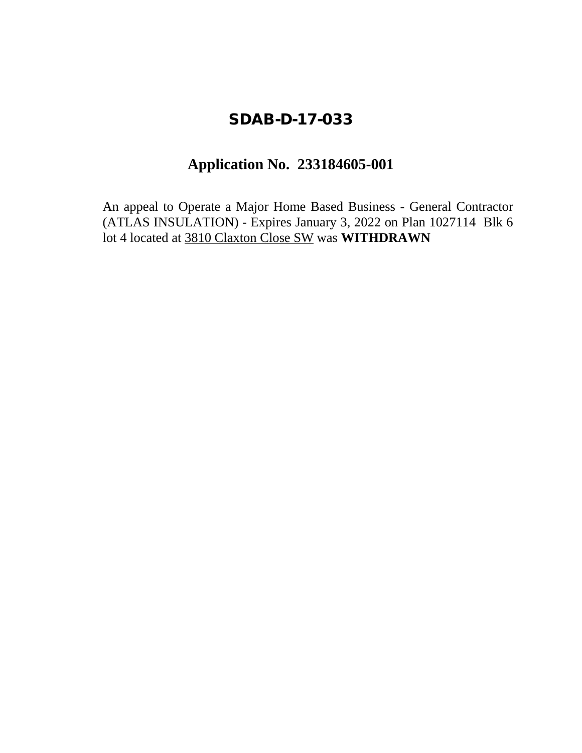# SDAB-D-17-033

## Application No. 233184605-001

An appeal to Operate a Major Home Based Business - General Contractor (ATLAS INSULATION) - Expires January 3, 2022 on Plan 1027114 Blk 6 lot 4 located at 3810 Claxton Close SW was **WITHDRAWN**